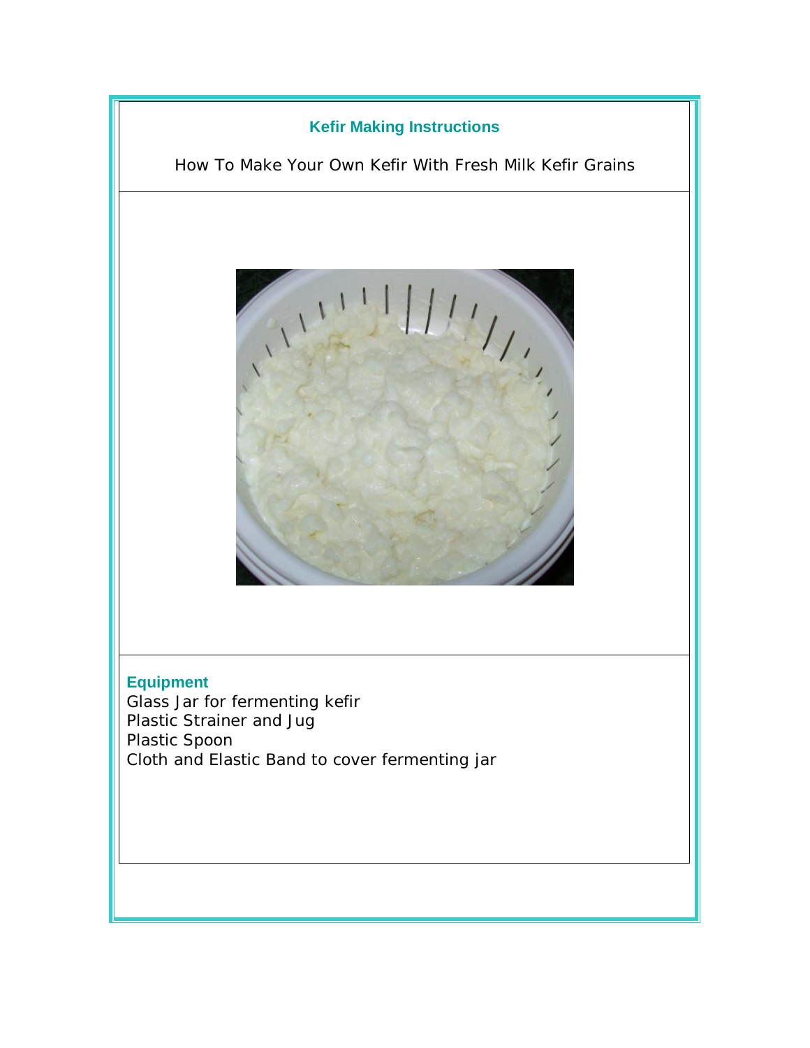## Kefir Making Instructions

How To Make Your Own Kefir With Fresh Milk Kefir Grains

### Equipment

Glass Jar for fermenting kefir
Plastic Strainer and Jug
Plastic Spoon
Cloth and Elastic Band to cover fermenting jar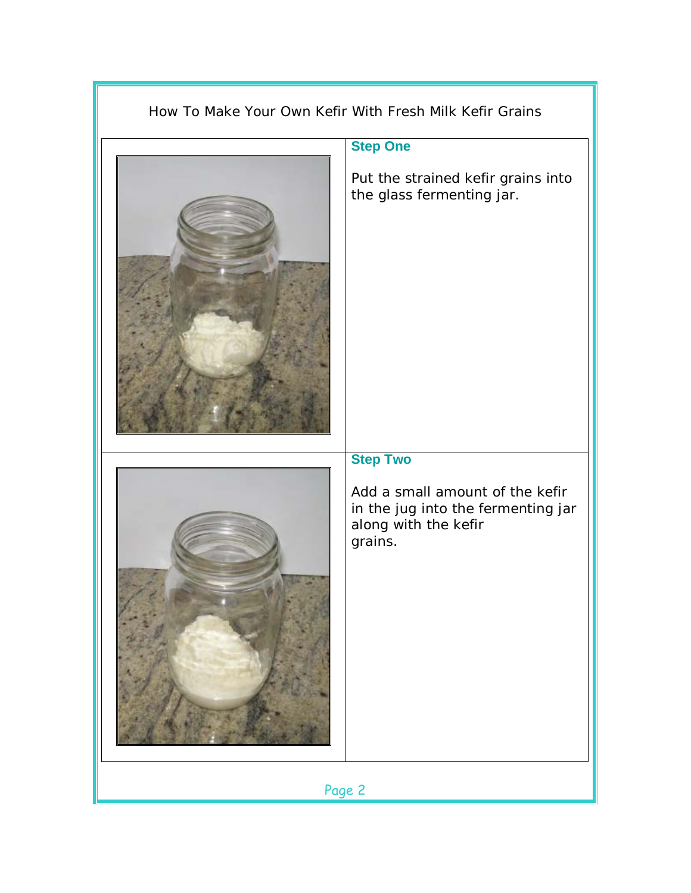How To Make Your Own Kefir With Fresh Milk Kefir Grains

### Step One

Put the strained kefir grains into the glass fermenting jar.

### Step Two

Add a small amount of the kefir in the jug into the fermenting jar along with the kefir grains.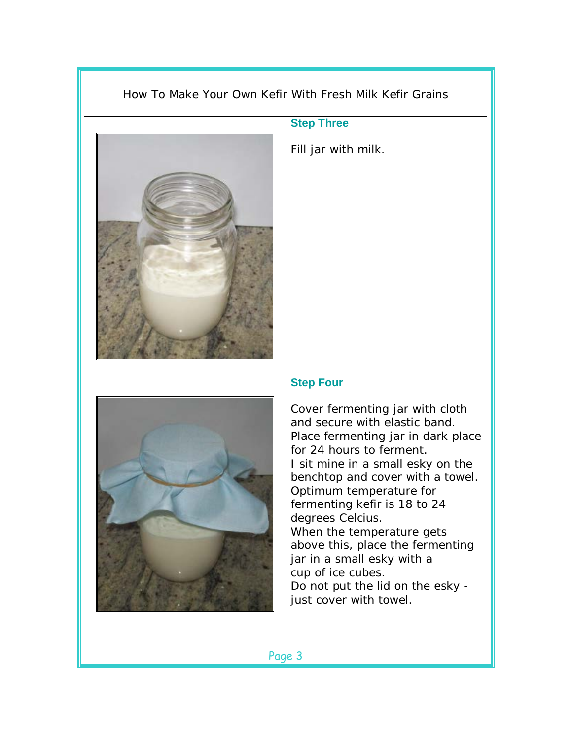How To Make Your Own Kefir With Fresh Milk Kefir Grains

### Step Three

Fill jar with milk.

### Step Four

Cover fermenting jar with cloth and secure with elastic band.
Place fermenting jar in dark place for 24 hours to ferment.
I sit mine in a small esky on the benchtop and cover with a towel.
Optimum temperature for fermenting kefir is 18 to 24 degrees Celcius.
When the temperature gets above this, place the fermenting jar in a small esky with a cup of ice cubes.
Do not put the lid on the esky - just cover with towel.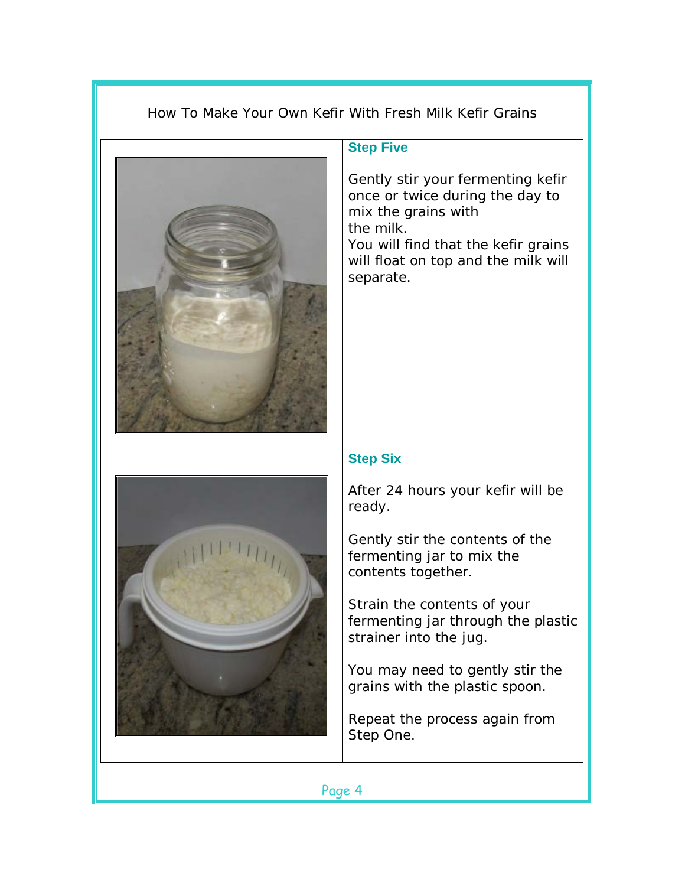How To Make Your Own Kefir With Fresh Milk Kefir Grains

### Step Five

Gently stir your fermenting kefir once or twice during the day to mix the grains with the milk.
You will find that the kefir grains will float on top and the milk will separate.

### Step Six

After 24 hours your kefir will be ready.

Gently stir the contents of the fermenting jar to mix the contents together.

Strain the contents of your fermenting jar through the plastic strainer into the jug.

You may need to gently stir the grains with the plastic spoon.

Repeat the process again from Step One.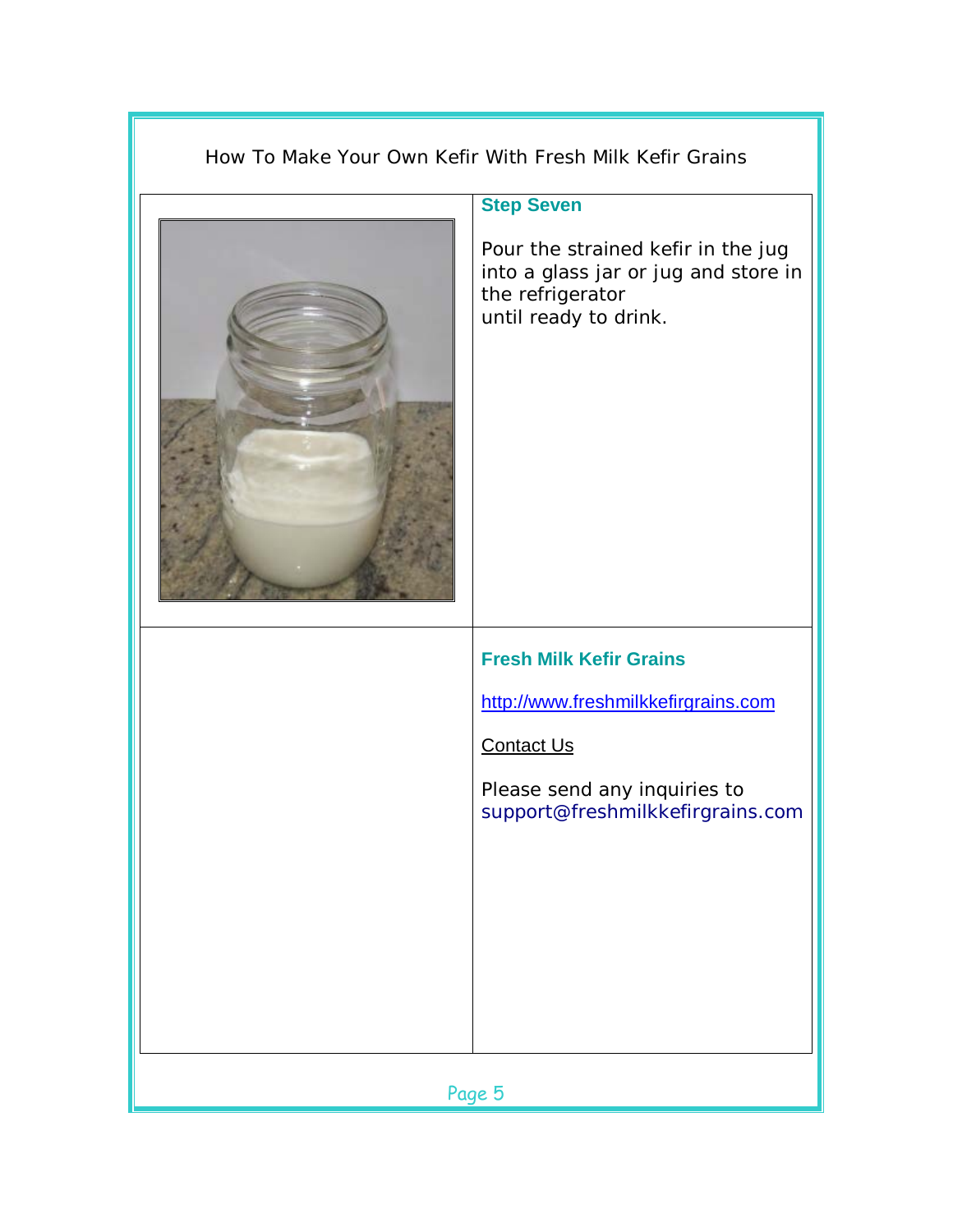How To Make Your Own Kefir With Fresh Milk Kefir Grains

### Step Seven

Pour the strained kefir in the jug into a glass jar or jug and store in the refrigerator until ready to drink.

### Fresh Milk Kefir Grains

http://www.freshmilkkefirgrains.com

Contact Us

Please send any inquiries to support@freshmilkkefirgrains.com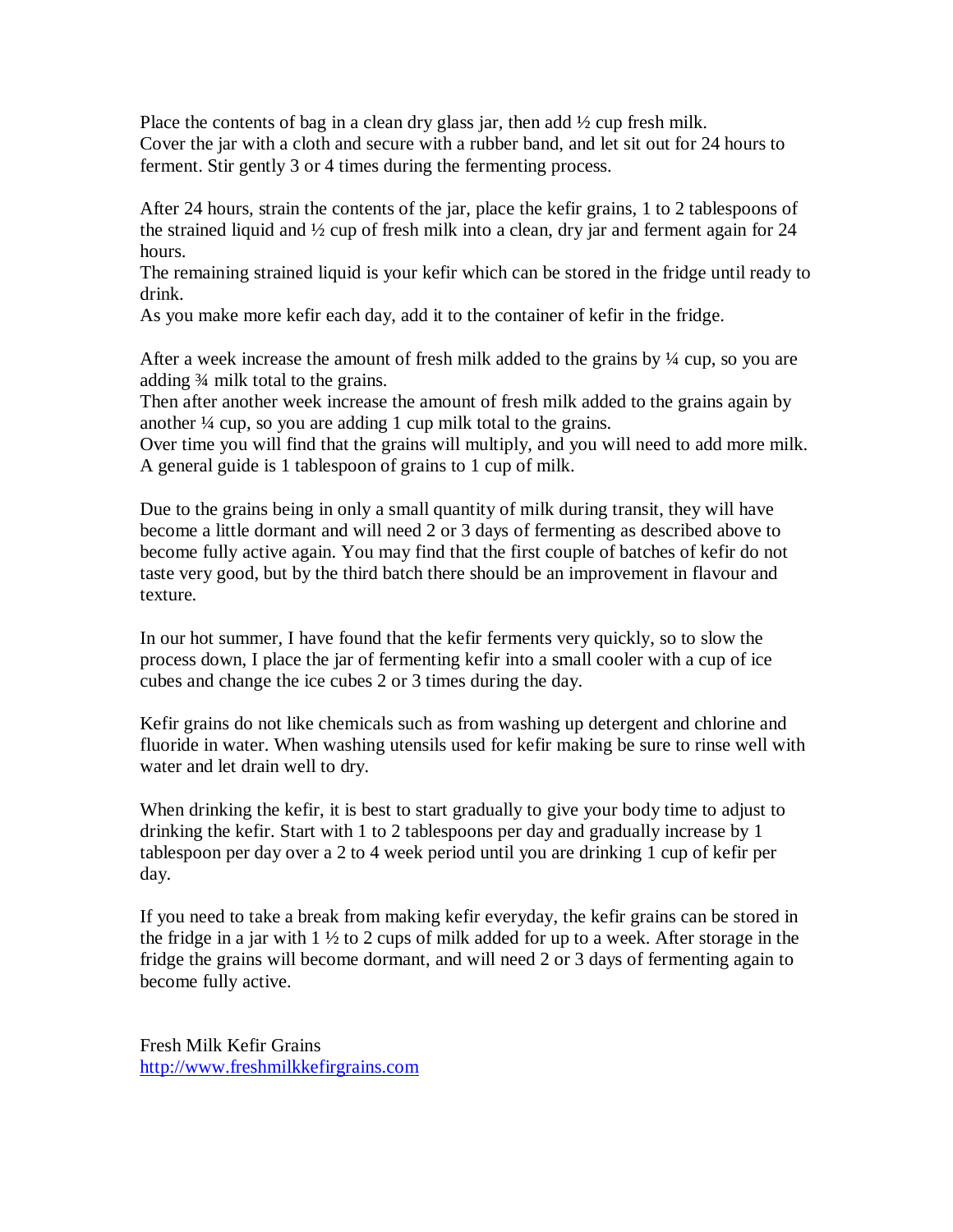Place the contents of bag in a clean dry glass jar, then add ½ cup fresh milk.
Cover the jar with a cloth and secure with a rubber band, and let sit out for 24 hours to ferment. Stir gently 3 or 4 times during the fermenting process.

After 24 hours, strain the contents of the jar, place the kefir grains, 1 to 2 tablespoons of the strained liquid and ½ cup of fresh milk into a clean, dry jar and ferment again for 24 hours.
The remaining strained liquid is your kefir which can be stored in the fridge until ready to drink.
As you make more kefir each day, add it to the container of kefir in the fridge.

After a week increase the amount of fresh milk added to the grains by ¼ cup, so you are adding ¾ milk total to the grains.
Then after another week increase the amount of fresh milk added to the grains again by another ¼ cup, so you are adding 1 cup milk total to the grains.
Over time you will find that the grains will multiply, and you will need to add more milk.
A general guide is 1 tablespoon of grains to 1 cup of milk.

Due to the grains being in only a small quantity of milk during transit, they will have become a little dormant and will need 2 or 3 days of fermenting as described above to become fully active again. You may find that the first couple of batches of kefir do not taste very good, but by the third batch there should be an improvement in flavour and texture.

In our hot summer, I have found that the kefir ferments very quickly, so to slow the process down, I place the jar of fermenting kefir into a small cooler with a cup of ice cubes and change the ice cubes 2 or 3 times during the day.

Kefir grains do not like chemicals such as from washing up detergent and chlorine and fluoride in water. When washing utensils used for kefir making be sure to rinse well with water and let drain well to dry.

When drinking the kefir, it is best to start gradually to give your body time to adjust to drinking the kefir. Start with 1 to 2 tablespoons per day and gradually increase by 1 tablespoon per day over a 2 to 4 week period until you are drinking 1 cup of kefir per day.

If you need to take a break from making kefir everyday, the kefir grains can be stored in the fridge in a jar with 1 ½ to 2 cups of milk added for up to a week. After storage in the fridge the grains will become dormant, and will need 2 or 3 days of fermenting again to become fully active.

Fresh Milk Kefir Grains
http://www.freshmilkkefirgrains.com